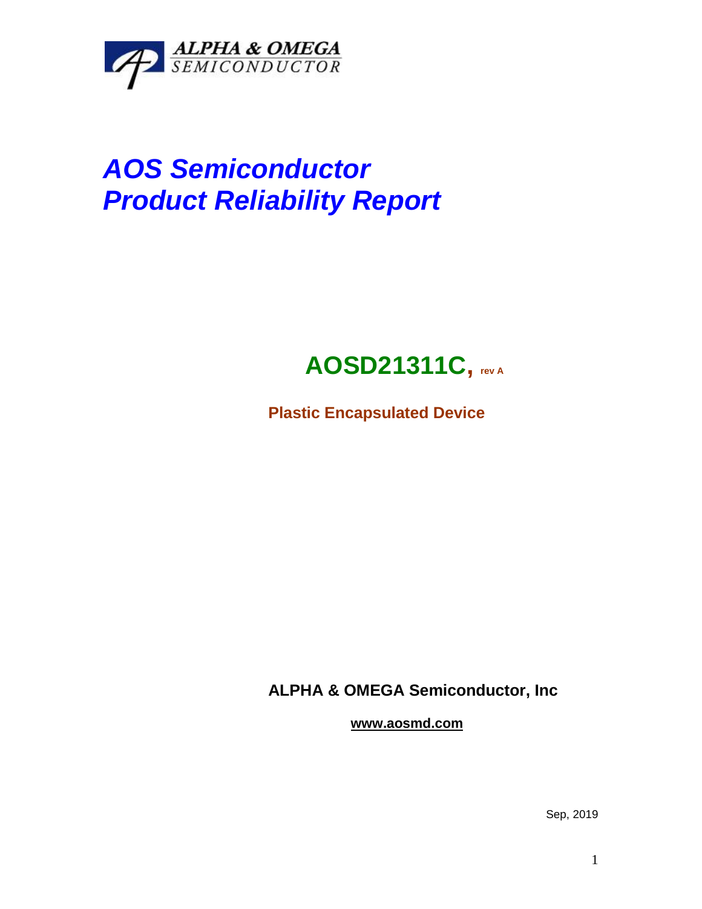ALPHA & OMEGA
SEMICONDUCTOR

# AOS Semiconductor
# Product Reliability Report

## AOSD21311C, rev A

**Plastic Encapsulated Device**

**ALPHA & OMEGA Semiconductor, Inc**

**www.aosmd.com**

Sep, 2019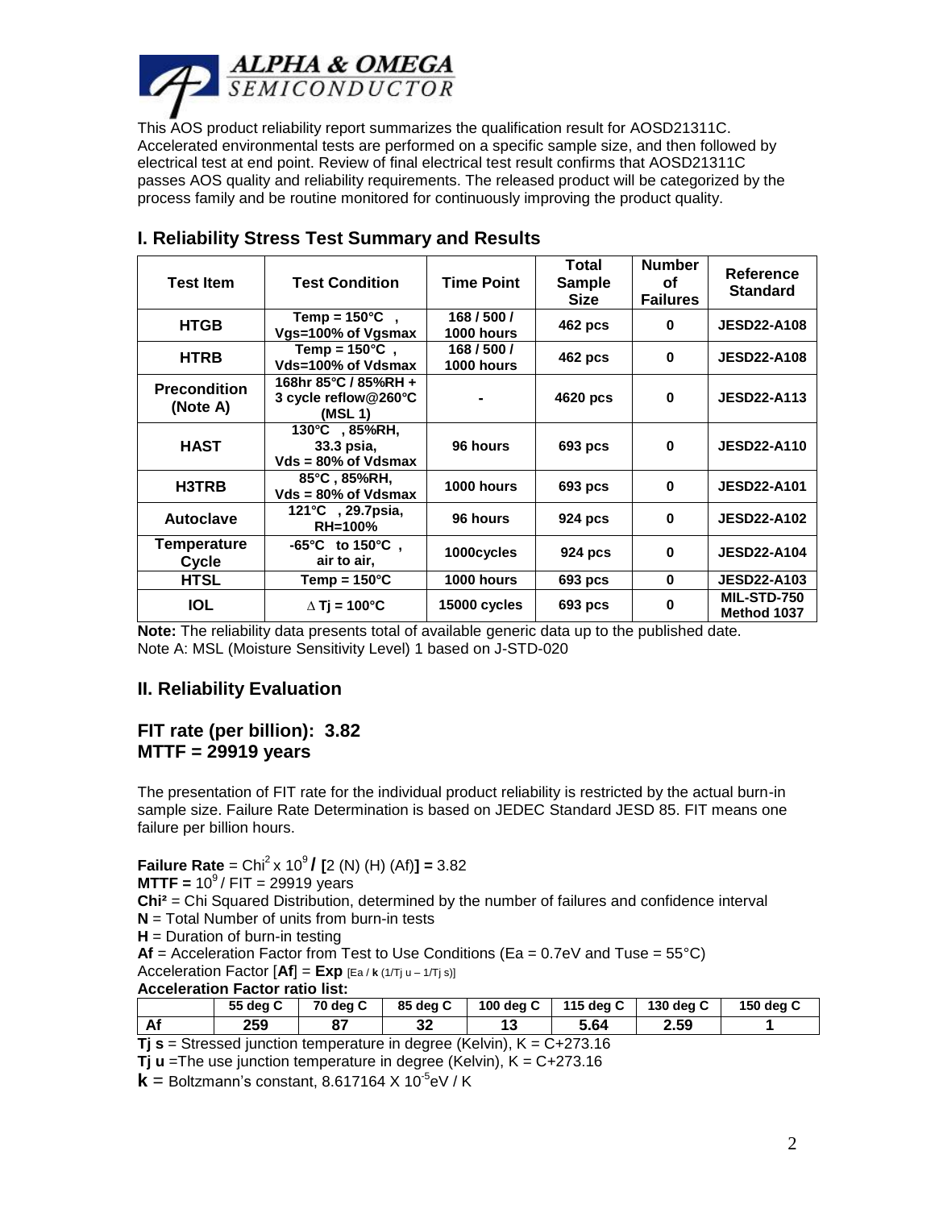This AOS product reliability report summarizes the qualification result for AOSD21311C. Accelerated environmental tests are performed on a specific sample size, and then followed by electrical test at end point. Review of final electrical test result confirms that AOSD21311C passes AOS quality and reliability requirements. The released product will be categorized by the process family and be routine monitored for continuously improving the product quality.

## I. Reliability Stress Test Summary and Results

| Test Item | Test Condition | Time Point | Total Sample Size | Number of Failures | Reference Standard |
|---|---|---|---|---|---|
| HTGB | Temp = 150°C , Vgs=100% of Vgsmax | 168 / 500 / 1000 hours | 462 pcs | 0 | JESD22-A108 |
| HTRB | Temp = 150°C , Vds=100% of Vdsmax | 168 / 500 / 1000 hours | 462 pcs | 0 | JESD22-A108 |
| Precondition (Note A) | 168hr 85°C / 85%RH + 3 cycle reflow@260°C (MSL 1) | - | 4620 pcs | 0 | JESD22-A113 |
| HAST | 130°C , 85%RH, 33.3 psia, Vds = 80% of Vdsmax | 96 hours | 693 pcs | 0 | JESD22-A110 |
| H3TRB | 85°C , 85%RH, Vds = 80% of Vdsmax | 1000 hours | 693 pcs | 0 | JESD22-A101 |
| Autoclave | 121°C , 29.7psia, RH=100% | 96 hours | 924 pcs | 0 | JESD22-A102 |
| Temperature Cycle | -65°C to 150°C , air to air, | 1000cycles | 924 pcs | 0 | JESD22-A104 |
| HTSL | Temp = 150°C | 1000 hours | 693 pcs | 0 | JESD22-A103 |
| IOL | $\Delta$ Tj = 100°C | 15000 cycles | 693 pcs | 0 | MIL-STD-750 Method 1037 |

**Note:** The reliability data presents total of available generic data up to the published date.
Note A: MSL (Moisture Sensitivity Level) 1 based on J-STD-020

## II. Reliability Evaluation

### FIT rate (per billion): 3.82
### MTTF = 29919 years

The presentation of FIT rate for the individual product reliability is restricted by the actual burn-in sample size. Failure Rate Determination is based on JEDEC Standard JESD 85. FIT means one failure per billion hours.

**Failure Rate** = $Chi^2 \times 10^9$ **/ [**2 (N) (H) (Af)**] =** 3.82

**MTTF =** $10^9$ / FIT = 29919 years

**Chi²** = Chi Squared Distribution, determined by the number of failures and confidence interval

**N** = Total Number of units from burn-in tests

**H** = Duration of burn-in testing

**Af** = Acceleration Factor from Test to Use Conditions (Ea = 0.7eV and Tuse = 55°C)

Acceleration Factor [**Af**] = **Exp** [Ea / **k** (1/Tj u – 1/Tj s)]

**Acceleration Factor ratio list:**

| | 55 deg C | 70 deg C | 85 deg C | 100 deg C | 115 deg C | 130 deg C | 150 deg C |
|---|---|---|---|---|---|---|---|
| Af | 259 | 87 | 32 | 13 | 5.64 | 2.59 | 1 |

**Tj s** = Stressed junction temperature in degree (Kelvin), K = C+273.16

**Tj u** =The use junction temperature in degree (Kelvin), K = C+273.16

**k** = Boltzmann's constant, 8.617164 X $10^{-5}$eV / K